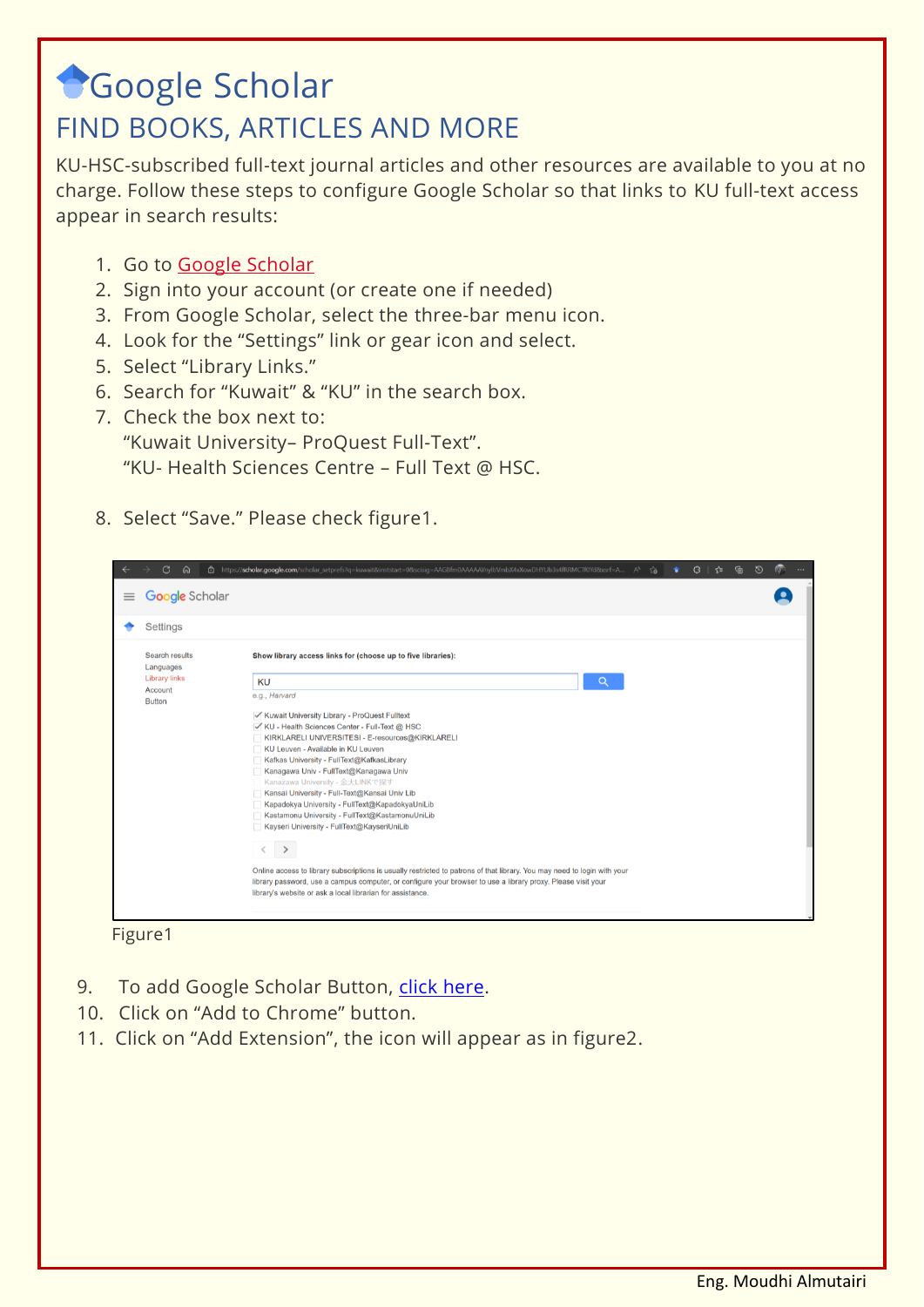# Google Scholar

## FIND BOOKS, ARTICLES AND MORE

KU-HSC-subscribed full-text journal articles and other resources are available to you at no charge. Follow these steps to configure Google Scholar so that links to KU full-text access appear in search results:

1. Go to Google Scholar
2. Sign into your account (or create one if needed)
3. From Google Scholar, select the three-bar menu icon.
4. Look for the "Settings" link or gear icon and select.
5. Select "Library Links."
6. Search for "Kuwait" & "KU" in the search box.
7. Check the box next to:
   "Kuwait University– ProQuest Full-Text".
   "KU- Health Sciences Centre – Full Text @ HSC.

8. Select "Save." Please check figure1.

Figure1

9. To add Google Scholar Button, click here.
10. Click on "Add to Chrome" button.
11. Click on "Add Extension", the icon will appear as in figure2.

Eng. Moudhi Almutairi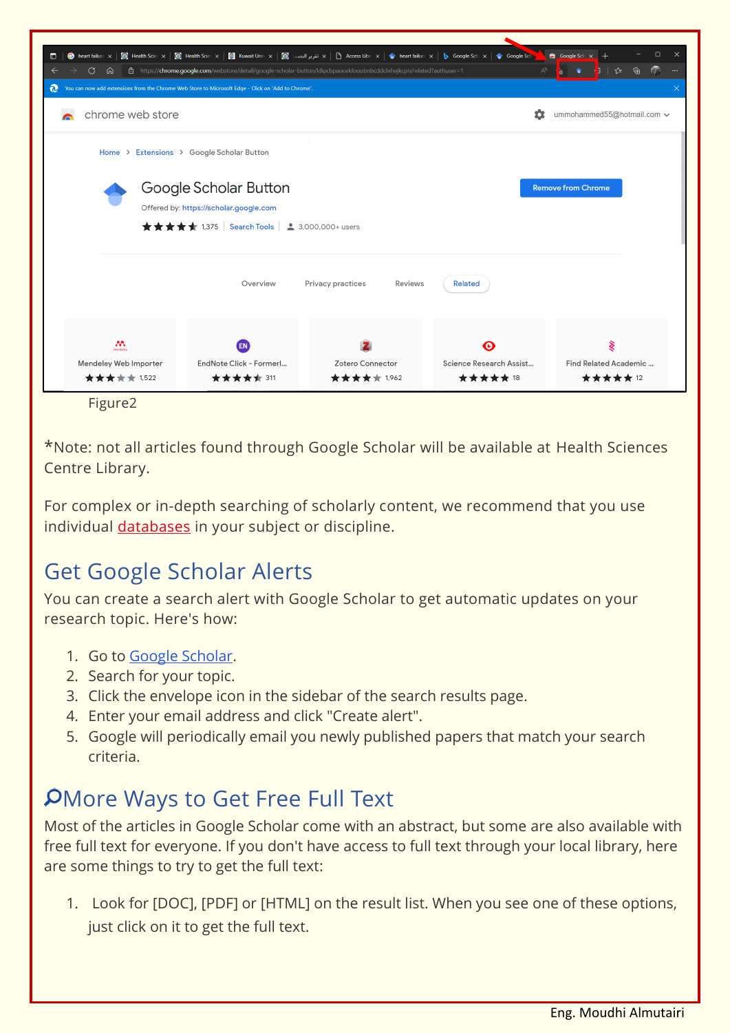Figure2

*Note: not all articles found through Google Scholar will be available at Health Sciences Centre Library.

For complex or in-depth searching of scholarly content, we recommend that you use individual databases in your subject or discipline.

## Get Google Scholar Alerts

You can create a search alert with Google Scholar to get automatic updates on your research topic. Here's how:

1. Go to Google Scholar.
2. Search for your topic.
3. Click the envelope icon in the sidebar of the search results page.
4. Enter your email address and click "Create alert".
5. Google will periodically email you newly published papers that match your search criteria.

## More Ways to Get Free Full Text

Most of the articles in Google Scholar come with an abstract, but some are also available with free full text for everyone. If you don't have access to full text through your local library, here are some things to try to get the full text:

1. Look for [DOC], [PDF] or [HTML] on the result list. When you see one of these options, just click on it to get the full text.

Eng. Moudhi Almutairi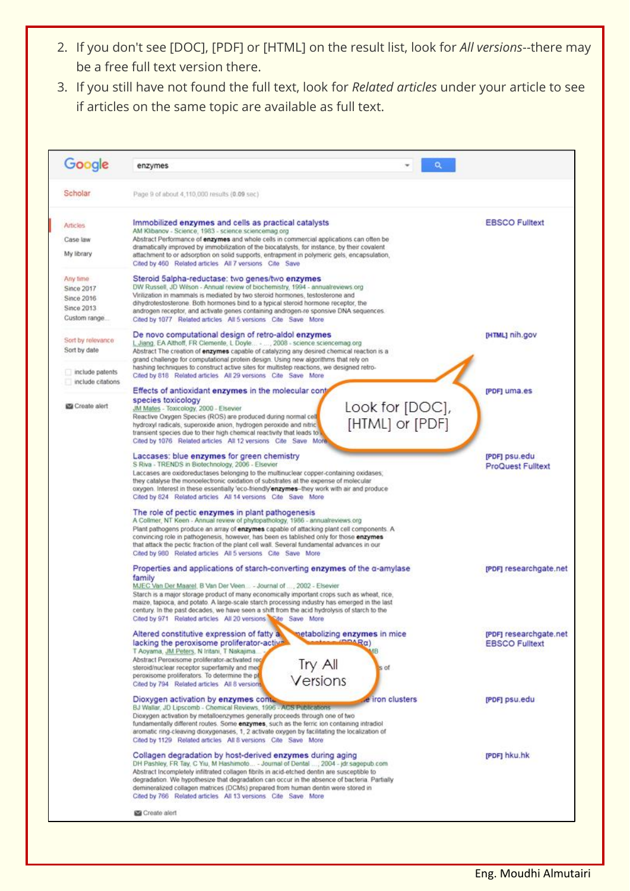2. If you don't see [DOC], [PDF] or [HTML] on the result list, look for *All versions*--there may be a free full text version there.
3. If you still have not found the full text, look for *Related articles* under your article to see if articles on the same topic are available as full text.